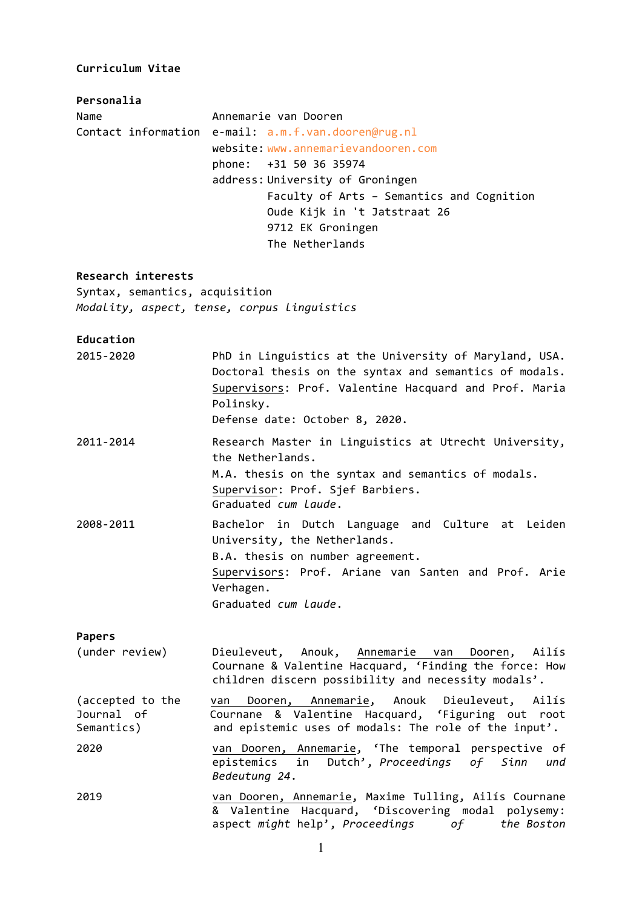**Curriculum Vitae**

**Personalia**

| | |
|---|---|
| Name | Annemarie van Dooren |
| Contact information | e-mail: a.m.f.van.dooren@rug.nl |
| | website: www.annemarievandooren.com |
| | phone: +31 50 36 35974 |
| | address: University of Groningen<br>Faculty of Arts – Semantics and Cognition<br>Oude Kijk in 't Jatstraat 26<br>9712 EK Groningen<br>The Netherlands |

**Research interests**

Syntax, semantics, acquisition

*Modality, aspect, tense, corpus linguistics*

**Education**

| | |
|---|---|
| 2015-2020 | PhD in Linguistics at the University of Maryland, USA.<br>Doctoral thesis on the syntax and semantics of modals.<br><u>Supervisors</u>: Prof. Valentine Hacquard and Prof. Maria Polinsky.<br>Defense date: October 8, 2020. |
| 2011-2014 | Research Master in Linguistics at Utrecht University, the Netherlands.<br>M.A. thesis on the syntax and semantics of modals.<br><u>Supervisor</u>: Prof. Sjef Barbiers.<br>Graduated *cum laude*. |
| 2008-2011 | Bachelor in Dutch Language and Culture at Leiden University, the Netherlands.<br>B.A. thesis on number agreement.<br><u>Supervisors</u>: Prof. Ariane van Santen and Prof. Arie Verhagen.<br>Graduated *cum laude*. |

**Papers**

| | |
|---|---|
| (under review) | Dieuleveut, Anouk, <u>Annemarie van Dooren</u>, Ailís Cournane & Valentine Hacquard, 'Finding the force: How children discern possibility and necessity modals'. |
| (accepted to the Journal of Semantics) | <u>van Dooren, Annemarie</u>, Anouk Dieuleveut, Ailís Cournane & Valentine Hacquard, 'Figuring out root and epistemic uses of modals: The role of the input'. |
| 2020 | <u>van Dooren, Annemarie</u>, 'The temporal perspective of epistemics in Dutch', *Proceedings of Sinn und Bedeutung 24*. |
| 2019 | <u>van Dooren, Annemarie</u>, Maxime Tulling, Ailís Cournane & Valentine Hacquard, 'Discovering modal polysemy: aspect *might* help', *Proceedings of the Boston* |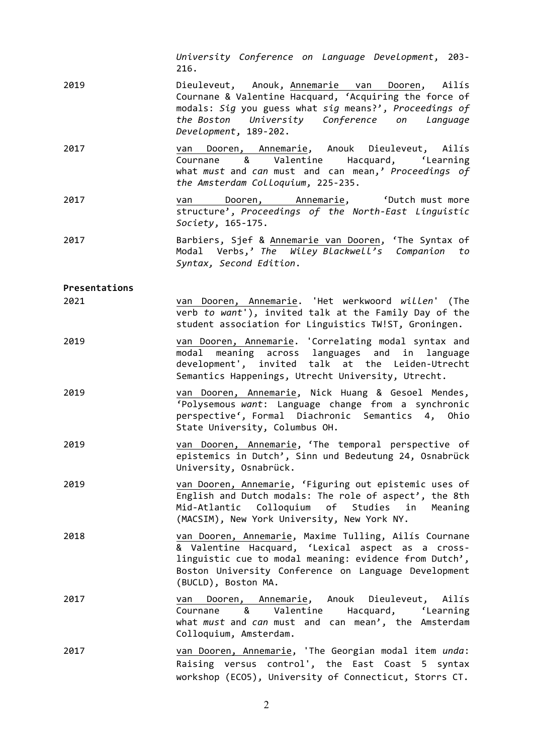*University Conference on Language Development*, 203-216.

2019 Dieuleveut, Anouk, <u>Annemarie van Dooren</u>, Ailís Cournane & Valentine Hacquard, 'Acquiring the force of modals: *Sig* you guess what *sig* means?', *Proceedings of the Boston University Conference on Language Development*, 189-202.

2017 <u>van Dooren, Annemarie</u>, Anouk Dieuleveut, Ailís Cournane & Valentine Hacquard, 'Learning what *must* and *can* must and can mean,' *Proceedings of the Amsterdam Colloquium*, 225-235.

2017 <u>van Dooren, Annemarie</u>, 'Dutch must more structure', *Proceedings of the North-East Linguistic Society*, 165-175.

2017 Barbiers, Sjef & <u>Annemarie van Dooren</u>, 'The Syntax of Modal Verbs,' *The Wiley Blackwell's Companion to Syntax, Second Edition*.

**Presentations**

2021 <u>van Dooren, Annemarie</u>. 'Het werkwoord *willen*' (The verb *to want*'), invited talk at the Family Day of the student association for Linguistics TW!ST, Groningen.

2019 <u>van Dooren, Annemarie</u>. 'Correlating modal syntax and modal meaning across languages and in language development', invited talk at the Leiden-Utrecht Semantics Happenings, Utrecht University, Utrecht.

2019 <u>van Dooren, Annemarie</u>, Nick Huang & Gesoel Mendes, 'Polysemous *want*: Language change from a synchronic perspective', Formal Diachronic Semantics 4, Ohio State University, Columbus OH.

2019 <u>van Dooren, Annemarie</u>, 'The temporal perspective of epistemics in Dutch', Sinn und Bedeutung 24, Osnabrück University, Osnabrück.

2019 <u>van Dooren, Annemarie</u>, 'Figuring out epistemic uses of English and Dutch modals: The role of aspect', the 8th Mid-Atlantic Colloquium of Studies in Meaning (MACSIM), New York University, New York NY.

2018 <u>van Dooren, Annemarie</u>, Maxime Tulling, Ailís Cournane & Valentine Hacquard, 'Lexical aspect as a cross-linguistic cue to modal meaning: evidence from Dutch', Boston University Conference on Language Development (BUCLD), Boston MA.

2017 <u>van Dooren, Annemarie</u>, Anouk Dieuleveut, Ailís Cournane & Valentine Hacquard, 'Learning what *must* and *can* must and can mean', the Amsterdam Colloquium, Amsterdam.

2017 <u>van Dooren, Annemarie</u>, 'The Georgian modal item *unda*: Raising versus control', the East Coast 5 syntax workshop (ECO5), University of Connecticut, Storrs CT.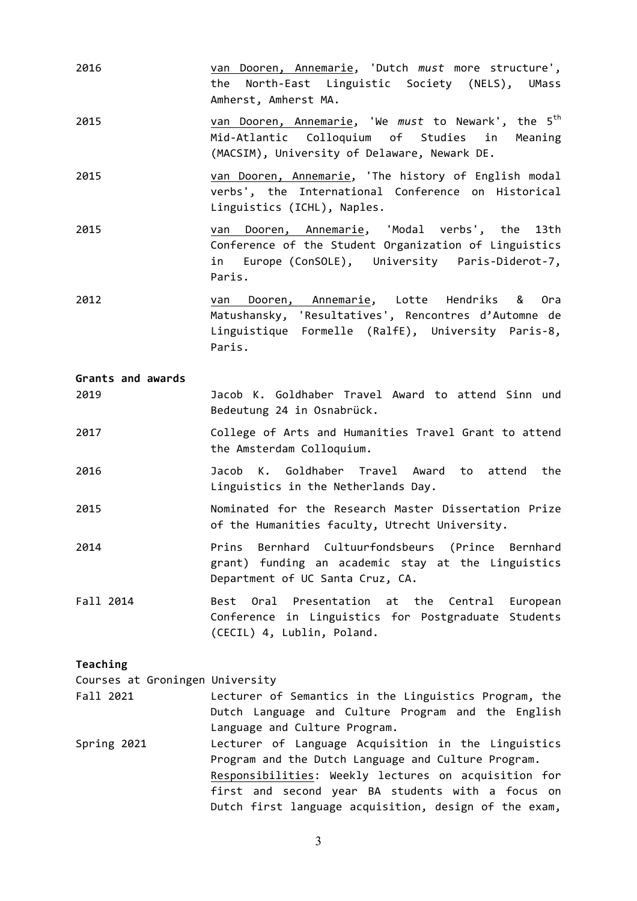2016 — <u>van Dooren, Annemarie</u>, 'Dutch *must* more structure', the North-East Linguistic Society (NELS), UMass Amherst, Amherst MA.

2015 — <u>van Dooren, Annemarie</u>, 'We *must* to Newark', the 5th Mid-Atlantic Colloquium of Studies in Meaning (MACSIM), University of Delaware, Newark DE.

2015 — <u>van Dooren, Annemarie</u>, 'The history of English modal verbs', the International Conference on Historical Linguistics (ICHL), Naples.

2015 — <u>van Dooren, Annemarie</u>, 'Modal verbs', the 13th Conference of the Student Organization of Linguistics in Europe (ConSOLE), University Paris-Diderot-7, Paris.

2012 — <u>van Dooren, Annemarie</u>, Lotte Hendriks & Ora Matushansky, 'Resultatives', Rencontres d'Automne de Linguistique Formelle (RalfE), University Paris-8, Paris.

**Grants and awards**

2019 — Jacob K. Goldhaber Travel Award to attend Sinn und Bedeutung 24 in Osnabrück.

2017 — College of Arts and Humanities Travel Grant to attend the Amsterdam Colloquium.

2016 — Jacob K. Goldhaber Travel Award to attend the Linguistics in the Netherlands Day.

2015 — Nominated for the Research Master Dissertation Prize of the Humanities faculty, Utrecht University.

2014 — Prins Bernhard Cultuurfondsbeurs (Prince Bernhard grant) funding an academic stay at the Linguistics Department of UC Santa Cruz, CA.

Fall 2014 — Best Oral Presentation at the Central European Conference in Linguistics for Postgraduate Students (CECIL) 4, Lublin, Poland.

**Teaching**

Courses at Groningen University

Fall 2021 — Lecturer of Semantics in the Linguistics Program, the Dutch Language and Culture Program and the English Language and Culture Program.

Spring 2021 — Lecturer of Language Acquisition in the Linguistics Program and the Dutch Language and Culture Program.
<u>Responsibilities</u>: Weekly lectures on acquisition for first and second year BA students with a focus on Dutch first language acquisition, design of the exam,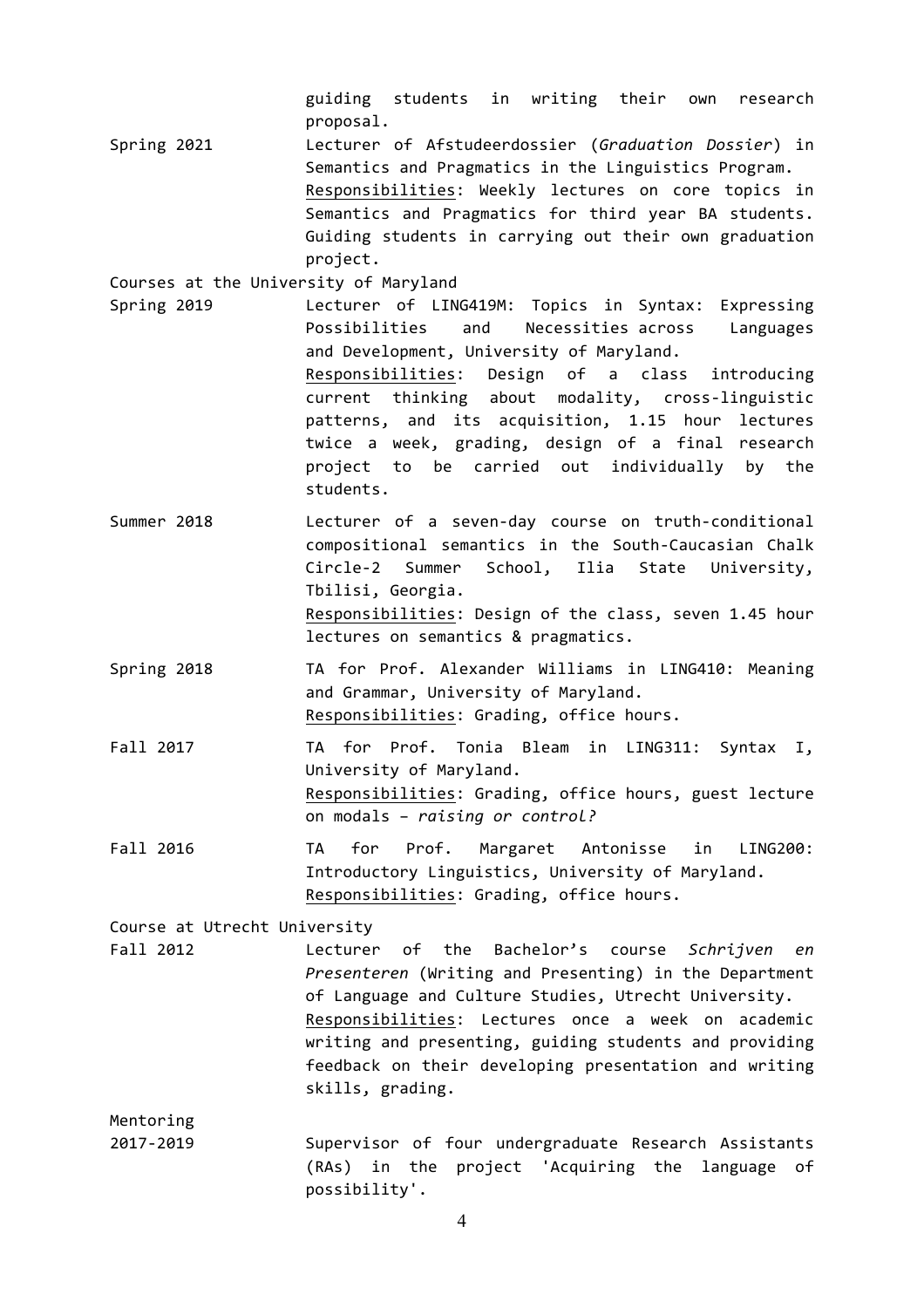guiding students in writing their own research proposal.

Spring 2021 — Lecturer of Afstudeerdossier (*Graduation Dossier*) in Semantics and Pragmatics in the Linguistics Program.
Responsibilities: Weekly lectures on core topics in Semantics and Pragmatics for third year BA students. Guiding students in carrying out their own graduation project.

Courses at the University of Maryland

Spring 2019 — Lecturer of LING419M: Topics in Syntax: Expressing Possibilities and Necessities across Languages and Development, University of Maryland.
Responsibilities: Design of a class introducing current thinking about modality, cross-linguistic patterns, and its acquisition, 1.15 hour lectures twice a week, grading, design of a final research project to be carried out individually by the students.

Summer 2018 — Lecturer of a seven-day course on truth-conditional compositional semantics in the South-Caucasian Chalk Circle-2 Summer School, Ilia State University, Tbilisi, Georgia.
Responsibilities: Design of the class, seven 1.45 hour lectures on semantics & pragmatics.

Spring 2018 — TA for Prof. Alexander Williams in LING410: Meaning and Grammar, University of Maryland.
Responsibilities: Grading, office hours.

Fall 2017 — TA for Prof. Tonia Bleam in LING311: Syntax I, University of Maryland.
Responsibilities: Grading, office hours, guest lecture on modals – *raising or control?*

Fall 2016 — TA for Prof. Margaret Antonisse in LING200: Introductory Linguistics, University of Maryland.
Responsibilities: Grading, office hours.

Course at Utrecht University

Fall 2012 — Lecturer of the Bachelor's course *Schrijven en Presenteren* (Writing and Presenting) in the Department of Language and Culture Studies, Utrecht University.
Responsibilities: Lectures once a week on academic writing and presenting, guiding students and providing feedback on their developing presentation and writing skills, grading.

Mentoring

2017-2019 — Supervisor of four undergraduate Research Assistants (RAs) in the project 'Acquiring the language of possibility'.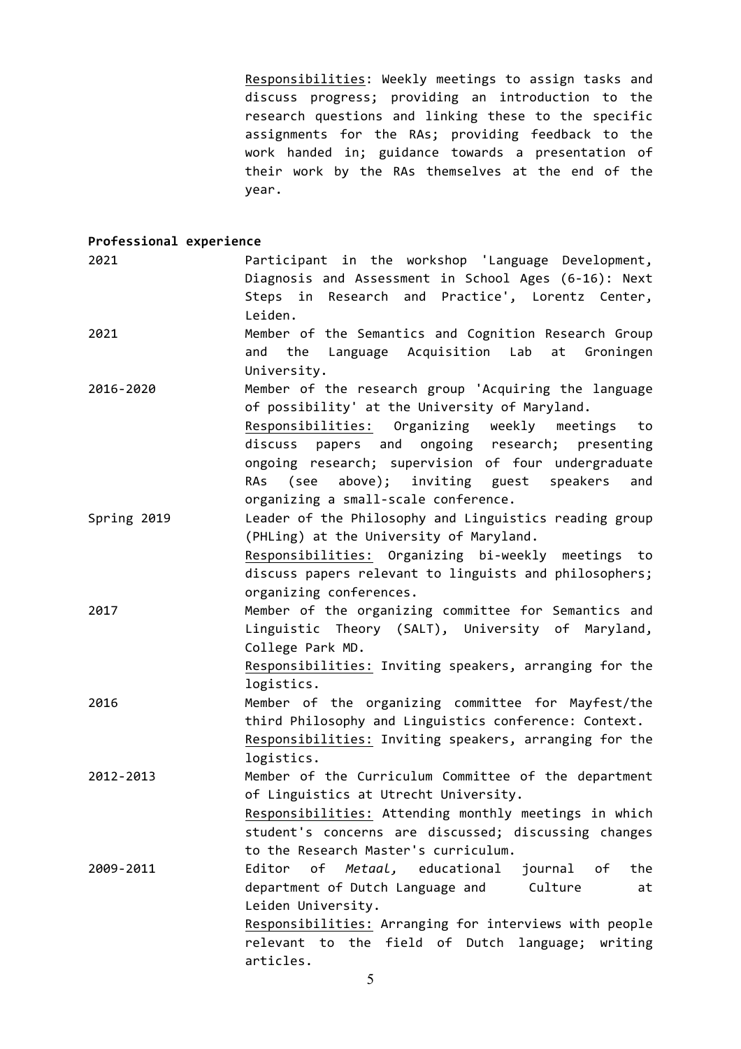<u>Responsibilities</u>: Weekly meetings to assign tasks and discuss progress; providing an introduction to the research questions and linking these to the specific assignments for the RAs; providing feedback to the work handed in; guidance towards a presentation of their work by the RAs themselves at the end of the year.

**Professional experience**

2021 — Participant in the workshop 'Language Development, Diagnosis and Assessment in School Ages (6-16): Next Steps in Research and Practice', Lorentz Center, Leiden.

2021 — Member of the Semantics and Cognition Research Group and the Language Acquisition Lab at Groningen University.

2016-2020 — Member of the research group 'Acquiring the language of possibility' at the University of Maryland.
<u>Responsibilities:</u> Organizing weekly meetings to discuss papers and ongoing research; presenting ongoing research; supervision of four undergraduate RAs (see above); inviting guest speakers and organizing a small-scale conference.

Spring 2019 — Leader of the Philosophy and Linguistics reading group (PHLing) at the University of Maryland.
<u>Responsibilities:</u> Organizing bi-weekly meetings to discuss papers relevant to linguists and philosophers; organizing conferences.

2017 — Member of the organizing committee for Semantics and Linguistic Theory (SALT), University of Maryland, College Park MD.
<u>Responsibilities:</u> Inviting speakers, arranging for the logistics.

2016 — Member of the organizing committee for Mayfest/the third Philosophy and Linguistics conference: Context.
<u>Responsibilities:</u> Inviting speakers, arranging for the logistics.

2012-2013 — Member of the Curriculum Committee of the department of Linguistics at Utrecht University.
<u>Responsibilities:</u> Attending monthly meetings in which student's concerns are discussed; discussing changes to the Research Master's curriculum.

2009-2011 — Editor of *Metaal,* educational journal of the department of Dutch Language and Culture at Leiden University.
<u>Responsibilities:</u> Arranging for interviews with people relevant to the field of Dutch language; writing articles.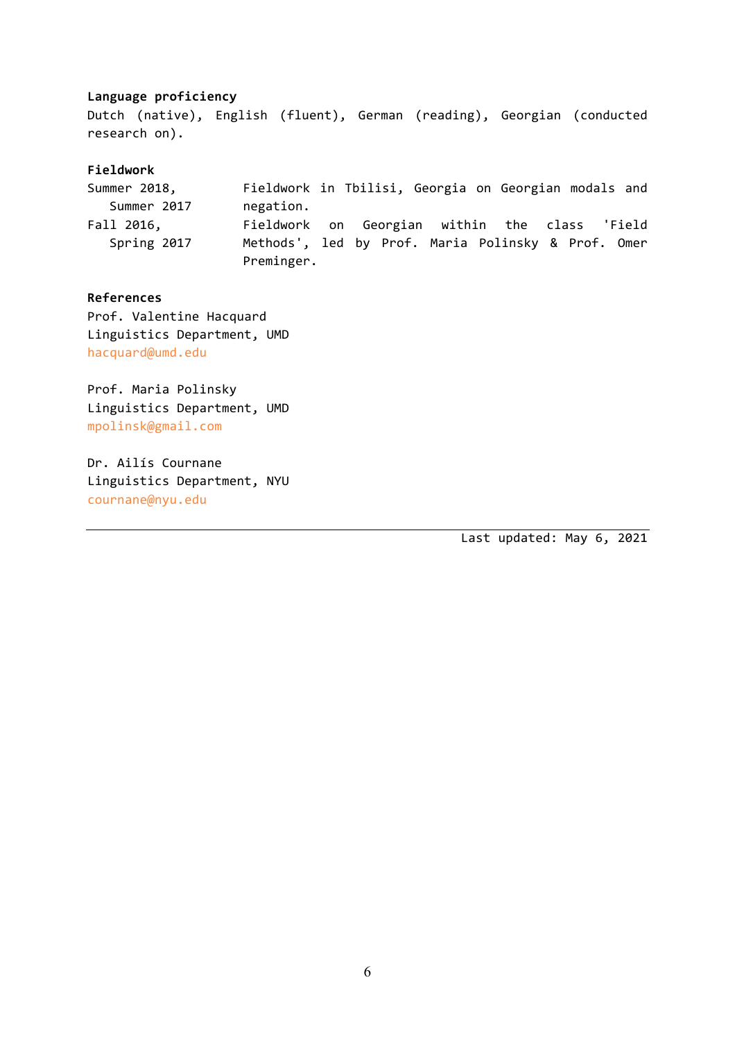**Language proficiency**

Dutch (native), English (fluent), German (reading), Georgian (conducted research on).

**Fieldwork**

| | |
|---|---|
| Summer 2018, Summer 2017 | Fieldwork in Tbilisi, Georgia on Georgian modals and negation. |
| Fall 2016, Spring 2017 | Fieldwork on Georgian within the class 'Field Methods', led by Prof. Maria Polinsky & Prof. Omer Preminger. |

**References**

Prof. Valentine Hacquard
Linguistics Department, UMD
hacquard@umd.edu

Prof. Maria Polinsky
Linguistics Department, UMD
mpolinsk@gmail.com

Dr. Ailís Cournane
Linguistics Department, NYU
cournane@nyu.edu

---

Last updated: May 6, 2021